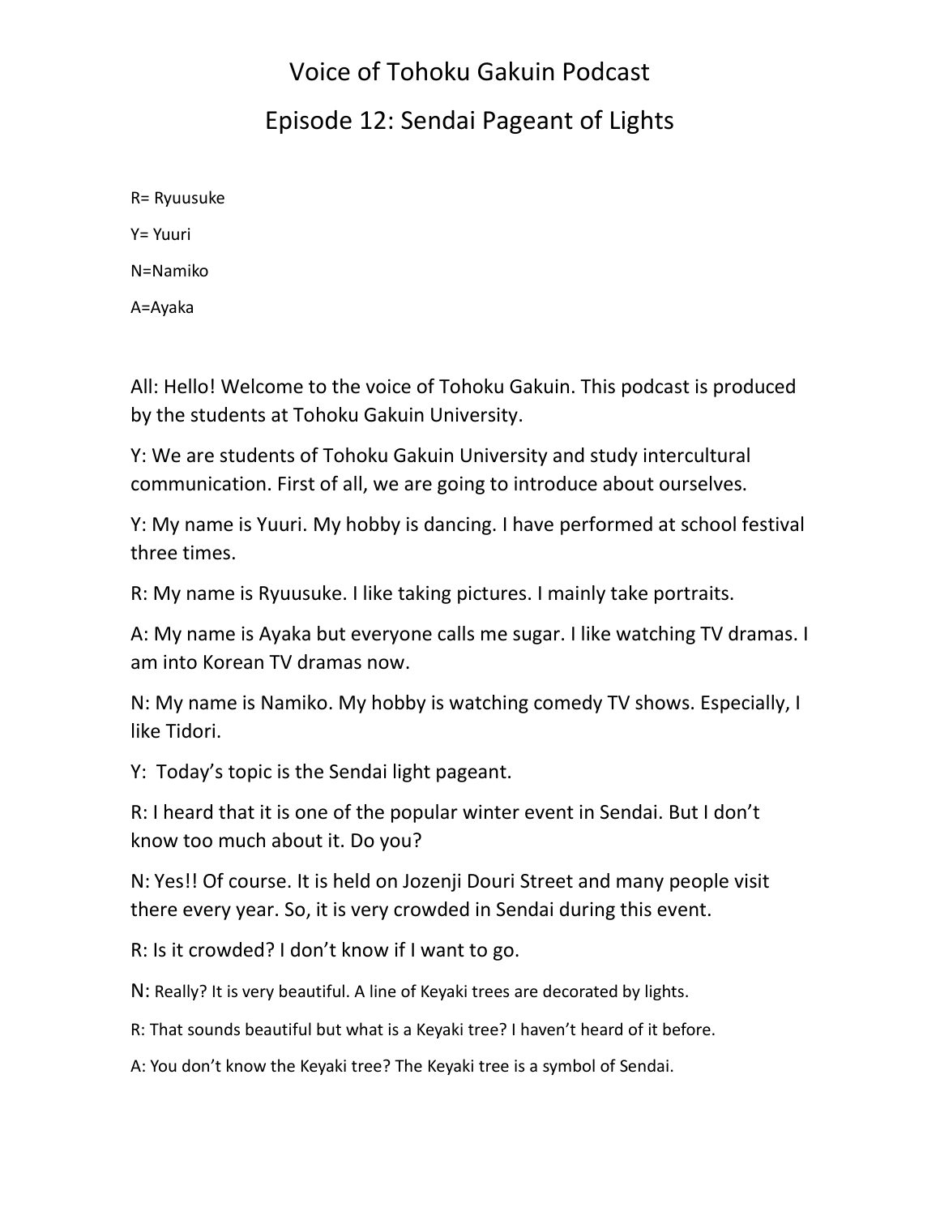# Voice of Tohoku Gakuin Podcast

## Episode 12: Sendai Pageant of Lights

R= Ryuusuke

Y= Yuuri

N=Namiko

A=Ayaka

All: Hello! Welcome to the voice of Tohoku Gakuin. This podcast is produced by the students at Tohoku Gakuin University.

Y: We are students of Tohoku Gakuin University and study intercultural communication. First of all, we are going to introduce about ourselves.

Y: My name is Yuuri. My hobby is dancing. I have performed at school festival three times.

R: My name is Ryuusuke. I like taking pictures. I mainly take portraits.

A: My name is Ayaka but everyone calls me sugar. I like watching TV dramas. I am into Korean TV dramas now.

N: My name is Namiko. My hobby is watching comedy TV shows. Especially, I like Tidori.

Y: Today's topic is the Sendai light pageant.

R: I heard that it is one of the popular winter event in Sendai. But I don't know too much about it. Do you?

N: Yes!! Of course. It is held on Jozenji Douri Street and many people visit there every year. So, it is very crowded in Sendai during this event.

R: Is it crowded? I don't know if I want to go.

N: Really? It is very beautiful. A line of Keyaki trees are decorated by lights.

R: That sounds beautiful but what is a Keyaki tree? I haven't heard of it before.

A: You don't know the Keyaki tree? The Keyaki tree is a symbol of Sendai.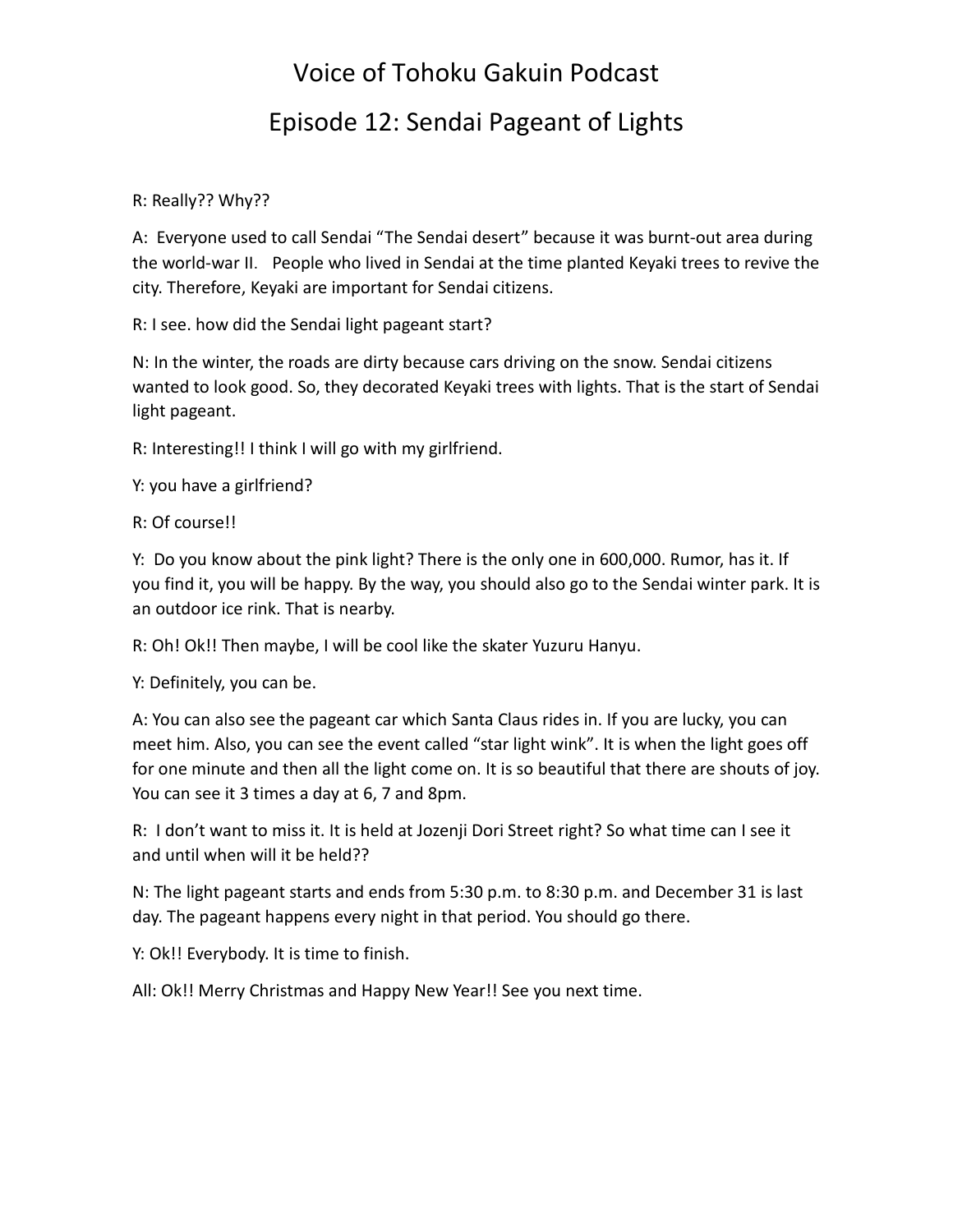# Voice of Tohoku Gakuin Podcast

## Episode 12: Sendai Pageant of Lights

R: Really?? Why??

A: Everyone used to call Sendai "The Sendai desert" because it was burnt-out area during the world-war II. People who lived in Sendai at the time planted Keyaki trees to revive the city. Therefore, Keyaki are important for Sendai citizens.

R: I see. how did the Sendai light pageant start?

N: In the winter, the roads are dirty because cars driving on the snow. Sendai citizens wanted to look good. So, they decorated Keyaki trees with lights. That is the start of Sendai light pageant.

R: Interesting!! I think I will go with my girlfriend.

Y: you have a girlfriend?

R: Of course!!

Y: Do you know about the pink light? There is the only one in 600,000. Rumor, has it. If you find it, you will be happy. By the way, you should also go to the Sendai winter park. It is an outdoor ice rink. That is nearby.

R: Oh! Ok!! Then maybe, I will be cool like the skater Yuzuru Hanyu.

Y: Definitely, you can be.

A: You can also see the pageant car which Santa Claus rides in. If you are lucky, you can meet him. Also, you can see the event called "star light wink". It is when the light goes off for one minute and then all the light come on. It is so beautiful that there are shouts of joy. You can see it 3 times a day at 6, 7 and 8pm.

R: I don't want to miss it. It is held at Jozenji Dori Street right? So what time can I see it and until when will it be held??

N: The light pageant starts and ends from 5:30 p.m. to 8:30 p.m. and December 31 is last day. The pageant happens every night in that period. You should go there.

Y: Ok!! Everybody. It is time to finish.

All: Ok!! Merry Christmas and Happy New Year!! See you next time.